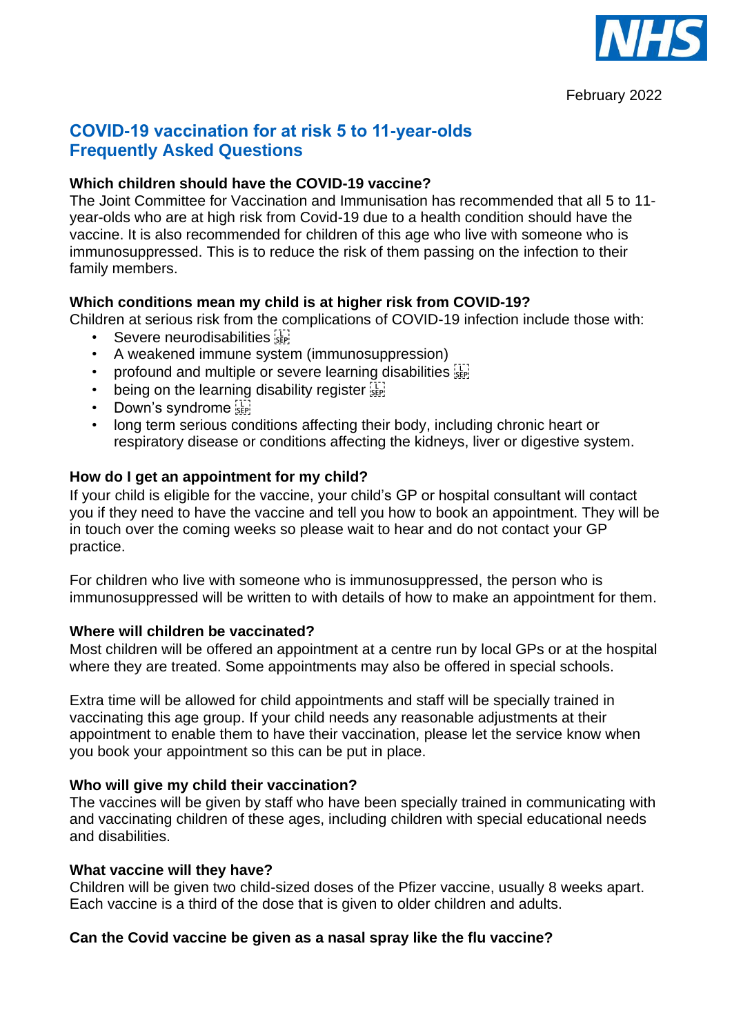February 2022

# COVID-19 vaccination for at risk 5 to 11-year-olds Frequently Asked Questions

### Which children should have the COVID-19 vaccine?

The Joint Committee for Vaccination and Immunisation has recommended that all 5 to 11-year-olds who are at high risk from Covid-19 due to a health condition should have the vaccine. It is also recommended for children of this age who live with someone who is immunosuppressed. This is to reduce the risk of them passing on the infection to their family members.

### Which conditions mean my child is at higher risk from COVID-19?

Children at serious risk from the complications of COVID-19 infection include those with:

- Severe neurodisabilities
- A weakened immune system (immunosuppression)
- profound and multiple or severe learning disabilities
- being on the learning disability register
- Down's syndrome
- long term serious conditions affecting their body, including chronic heart or respiratory disease or conditions affecting the kidneys, liver or digestive system.

### How do I get an appointment for my child?

If your child is eligible for the vaccine, your child's GP or hospital consultant will contact you if they need to have the vaccine and tell you how to book an appointment. They will be in touch over the coming weeks so please wait to hear and do not contact your GP practice.

For children who live with someone who is immunosuppressed, the person who is immunosuppressed will be written to with details of how to make an appointment for them.

### Where will children be vaccinated?

Most children will be offered an appointment at a centre run by local GPs or at the hospital where they are treated. Some appointments may also be offered in special schools.

Extra time will be allowed for child appointments and staff will be specially trained in vaccinating this age group. If your child needs any reasonable adjustments at their appointment to enable them to have their vaccination, please let the service know when you book your appointment so this can be put in place.

### Who will give my child their vaccination?

The vaccines will be given by staff who have been specially trained in communicating with and vaccinating children of these ages, including children with special educational needs and disabilities.

### What vaccine will they have?

Children will be given two child-sized doses of the Pfizer vaccine, usually 8 weeks apart. Each vaccine is a third of the dose that is given to older children and adults.

### Can the Covid vaccine be given as a nasal spray like the flu vaccine?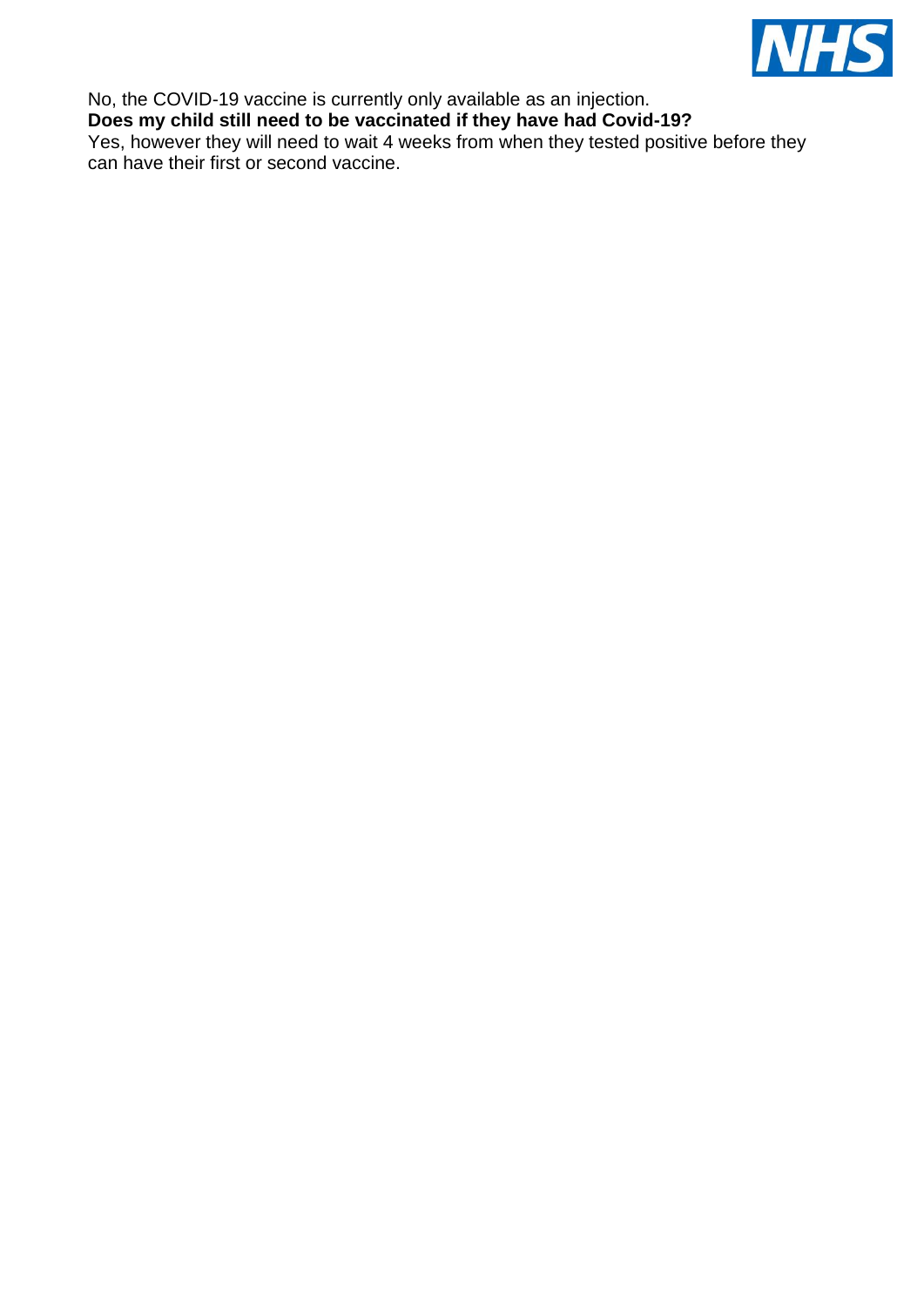No, the COVID-19 vaccine is currently only available as an injection.

**Does my child still need to be vaccinated if they have had Covid-19?**

Yes, however they will need to wait 4 weeks from when they tested positive before they can have their first or second vaccine.